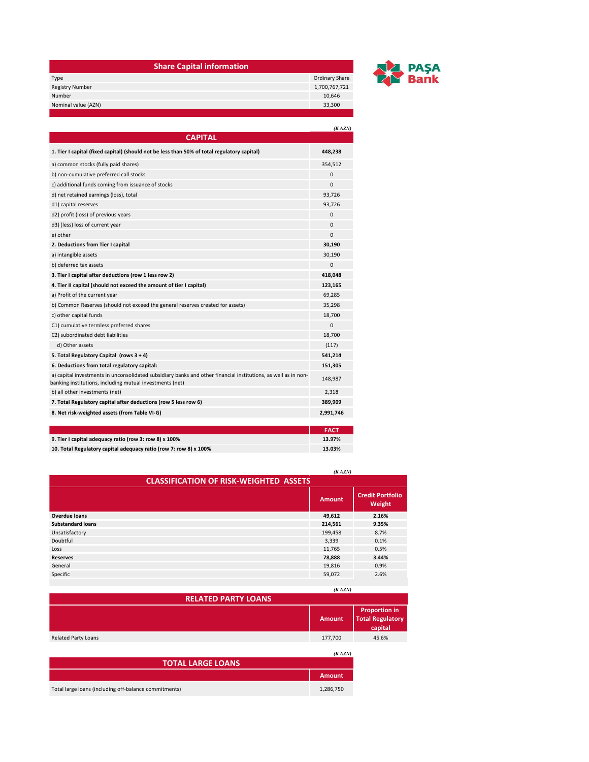PAŞA Bank

## Share Capital information

| Share Capital information | |
|---|---|
| Type | Ordinary Share |
| Registry Number | 1,700,767,721 |
| Number | 10,646 |
| Nominal value (AZN) | 33,300 |

*(K AZN)*

## CAPITAL

| CAPITAL | |
|---|---|
| **1. Tier I capital (fixed capital) (should not be less than 50% of total regulatory capital)** | **448,238** |
| a) common stocks (fully paid shares) | 354,512 |
| b) non-cumulative preferred call stocks | 0 |
| c) additional funds coming from issuance of stocks | 0 |
| d) net retained earnings (loss), total | 93,726 |
| d1) capital reserves | 93,726 |
| d2) profit (loss) of previous years | 0 |
| d3) (less) loss of current year | 0 |
| e) other | 0 |
| **2. Deductions from Tier I capital** | **30,190** |
| a) intangible assets | 30,190 |
| b) deferred tax assets | 0 |
| **3. Tier I capital after deductions (row 1 less row 2)** | **418,048** |
| **4. Tier II capital (should not exceed the amount of tier I capital)** | **123,165** |
| a) Profit of the current year | 69,285 |
| b) Common Reserves (should not exceed the general reserves created for assets) | 35,298 |
| c) other capital funds | 18,700 |
| C1) cumulative termless preferred shares | 0 |
| C2) subordinated debt liabilities | 18,700 |
| d) Other assets | (117) |
| **5. Total Regulatory Capital (rows 3 + 4)** | **541,214** |
| **6. Deductions from total regulatory capital:** | **151,305** |
| a) capital investments in unconsolidated subsidiary banks and other financial institutions, as well as in non-banking institutions, including mutual investments (net) | 148,987 |
| b) all other investments (net) | 2,318 |
| **7. Total Regulatory capital after deductions (row 5 less row 6)** | **389,909** |
| **8. Net risk-weighted assets (from Table VI-G)** | **2,991,746** |

| | FACT |
|---|---|
| **9. Tier I capital adequacy ratio (row 3: row 8) x 100%** | **13.97%** |
| **10. Total Regulatory capital adequacy ratio (row 7: row 8) x 100%** | **13.03%** |

*(K AZN)*

## CLASSIFICATION OF RISK-WEIGHTED ASSETS

| | Amount | Credit Portfolio Weight |
|---|---|---|
| **Overdue loans** | **49,612** | **2.16%** |
| **Substandard loans** | **214,561** | **9.35%** |
| Unsatisfactory | 199,458 | 8.7% |
| Doubtful | 3,339 | 0.1% |
| Loss | 11,765 | 0.5% |
| **Reserves** | **78,888** | **3.44%** |
| General | 19,816 | 0.9% |
| Specific | 59,072 | 2.6% |

*(K AZN)*

## RELATED PARTY LOANS

| | Amount | Proportion in Total Regulatory capital |
|---|---|---|
| Related Party Loans | 177,700 | 45.6% |

*(K AZN)*

## TOTAL LARGE LOANS

| | Amount |
|---|---|
| Total large loans (including off-balance commitments) | 1,286,750 |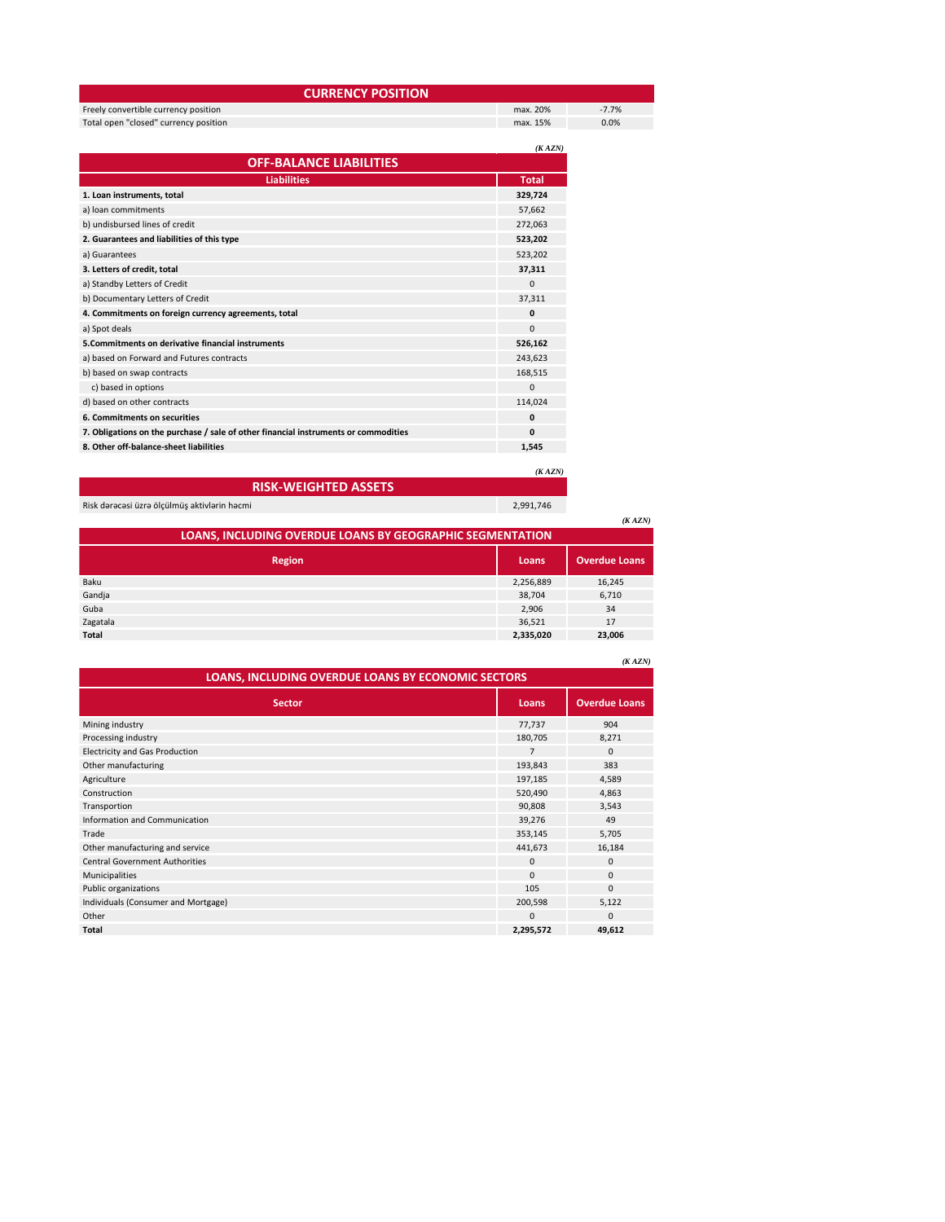## CURRENCY POSITION

| | | |
|---|---|---|
| Freely convertible currency position | max. 20% | -7.7% |
| Total open "closed" currency position | max. 15% | 0.0% |

*(K AZN)*

## OFF-BALANCE LIABILITIES

| Liabilities | Total |
|---|---|
| **1. Loan instruments, total** | **329,724** |
| a) loan commitments | 57,662 |
| b) undisbursed lines of credit | 272,063 |
| **2. Guarantees and liabilities of this type** | **523,202** |
| a) Guarantees | 523,202 |
| **3. Letters of credit, total** | **37,311** |
| a) Standby Letters of Credit | 0 |
| b) Documentary Letters of Credit | 37,311 |
| **4. Commitments on foreign currency agreements, total** | **0** |
| a) Spot deals | 0 |
| **5.Commitments on derivative financial instruments** | **526,162** |
| a) based on Forward and Futures contracts | 243,623 |
| b) based on swap contracts | 168,515 |
| c) based in options | 0 |
| d) based on other contracts | 114,024 |
| **6. Commitments on securities** | **0** |
| **7. Obligations on the purchase / sale of other financial instruments or commodities** | **0** |
| **8. Other off-balance-sheet liabilities** | **1,545** |

*(K AZN)*

## RISK-WEIGHTED ASSETS

| | |
|---|---|
| Risk dərəcəsi üzrə ölçülmüş aktivlərin həcmi | 2,991,746 |

*(K AZN)*

## LOANS, INCLUDING OVERDUE LOANS BY GEOGRAPHIC SEGMENTATION

| Region | Loans | Overdue Loans |
|---|---|---|
| Baku | 2,256,889 | 16,245 |
| Gandja | 38,704 | 6,710 |
| Guba | 2,906 | 34 |
| Zagatala | 36,521 | 17 |
| **Total** | **2,335,020** | **23,006** |

*(K AZN)*

## LOANS, INCLUDING OVERDUE LOANS BY ECONOMIC SECTORS

| Sector | Loans | Overdue Loans |
|---|---|---|
| Mining industry | 77,737 | 904 |
| Processing industry | 180,705 | 8,271 |
| Electricity and Gas Production | 7 | 0 |
| Other manufacturing | 193,843 | 383 |
| Agriculture | 197,185 | 4,589 |
| Construction | 520,490 | 4,863 |
| Transportion | 90,808 | 3,543 |
| Information and Communication | 39,276 | 49 |
| Trade | 353,145 | 5,705 |
| Other manufacturing and service | 441,673 | 16,184 |
| Central Government Authorities | 0 | 0 |
| Municipalities | 0 | 0 |
| Public organizations | 105 | 0 |
| Individuals (Consumer and Mortgage) | 200,598 | 5,122 |
| Other | 0 | 0 |
| **Total** | **2,295,572** | **49,612** |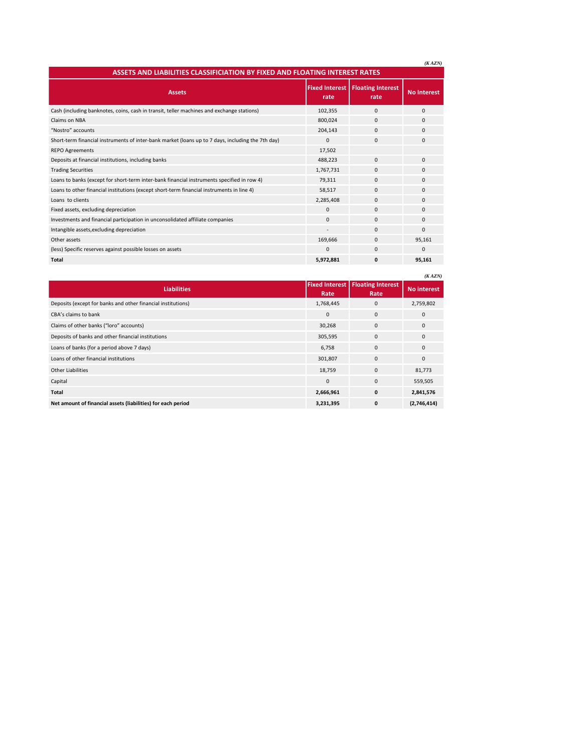*(K AZN)*

## ASSETS AND LIABILITIES CLASSIFICIATION BY FIXED AND FLOATING INTEREST RATES

| Assets | Fixed Interest rate | Floating Interest rate | No Interest |
|---|---|---|---|
| Cash (including banknotes, coins, cash in transit, teller machines and exchange stations) | 102,355 | 0 | 0 |
| Claims on NBA | 800,024 | 0 | 0 |
| "Nostro" accounts | 204,143 | 0 | 0 |
| Short-term financial instruments of inter-bank market (loans up to 7 days, including the 7th day) | 0 | 0 | 0 |
| REPO Agreements | 17,502 | | |
| Deposits at financial institutions, including banks | 488,223 | 0 | 0 |
| Trading Securities | 1,767,731 | 0 | 0 |
| Loans to banks (except for short-term inter-bank financial instruments specified in row 4) | 79,311 | 0 | 0 |
| Loans to other financial institutions (except short-term financial instruments in line 4) | 58,517 | 0 | 0 |
| Loans to clients | 2,285,408 | 0 | 0 |
| Fixed assets, excluding depreciation | 0 | 0 | 0 |
| Investments and financial participation in unconsolidated affiliate companies | 0 | 0 | 0 |
| Intangible assets,excluding depreciation | - | 0 | 0 |
| Other assets | 169,666 | 0 | 95,161 |
| (less) Specific reserves against possible losses on assets | 0 | 0 | 0 |
| **Total** | **5,972,881** | **0** | **95,161** |

*(K AZN)*

| Liabilities | Fixed Interest Rate | Floating Interest Rate | No interest |
|---|---|---|---|
| Deposits (except for banks and other financial institutions) | 1,768,445 | 0 | 2,759,802 |
| CBA's claims to bank | 0 | 0 | 0 |
| Claims of other banks ("loro" accounts) | 30,268 | 0 | 0 |
| Deposits of banks and other financial institutions | 305,595 | 0 | 0 |
| Loans of banks (for a period above 7 days) | 6,758 | 0 | 0 |
| Loans of other financial institutions | 301,807 | 0 | 0 |
| Other Liabilities | 18,759 | 0 | 81,773 |
| Capital | 0 | 0 | 559,505 |
| **Total** | **2,666,961** | **0** | **2,841,576** |
| **Net amount of financial assets (liabilities) for each period** | **3,231,395** | **0** | **(2,746,414)** |